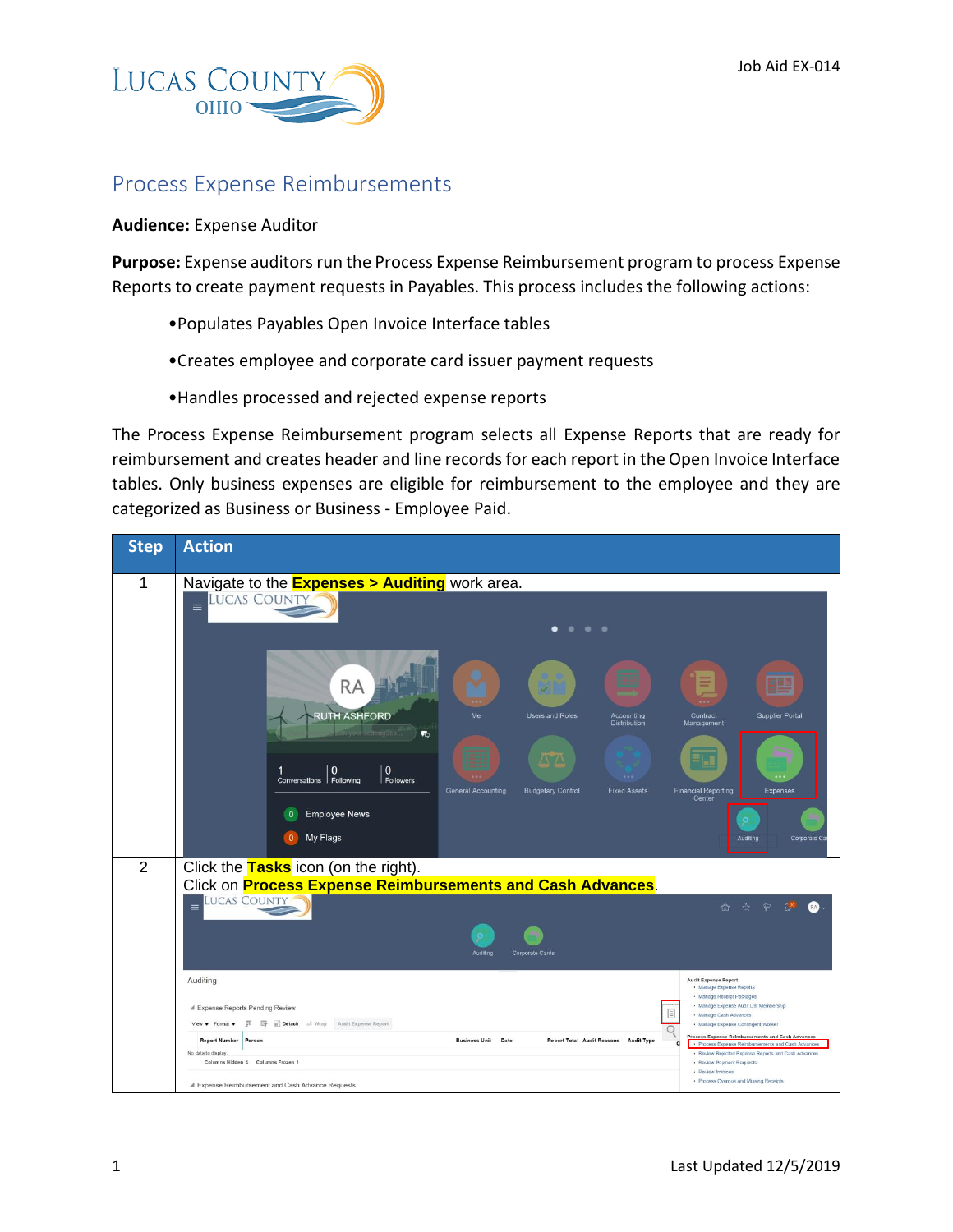# Process Expense Reimbursements

**Audience:** Expense Auditor

**Purpose:** Expense auditors run the Process Expense Reimbursement program to process Expense Reports to create payment requests in Payables. This process includes the following actions:

- Populates Payables Open Invoice Interface tables
- Creates employee and corporate card issuer payment requests
- Handles processed and rejected expense reports

The Process Expense Reimbursement program selects all Expense Reports that are ready for reimbursement and creates header and line records for each report in the Open Invoice Interface tables. Only business expenses are eligible for reimbursement to the employee and they are categorized as Business or Business - Employee Paid.

| Step | Action |
|---|---|
| 1 | Navigate to the **Expenses > Auditing** work area. |
| 2 | Click the **Tasks** icon (on the right).<br>Click on **Process Expense Reimbursements and Cash Advances**. |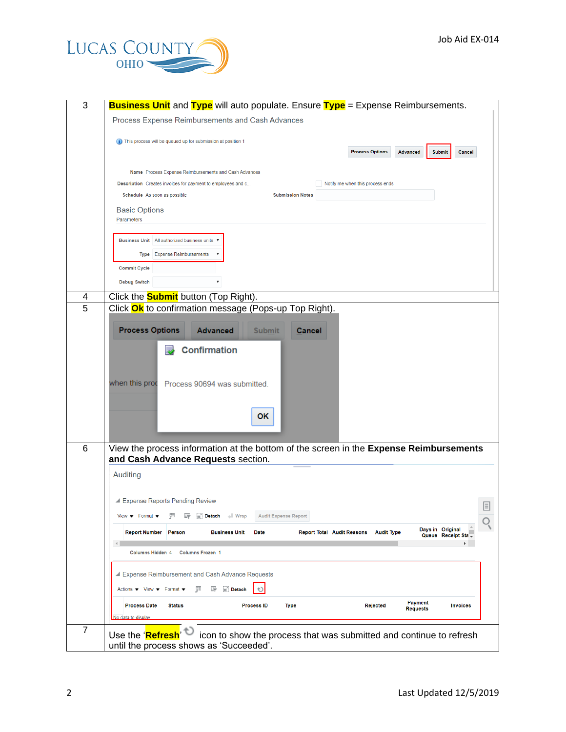| Step | Instruction |
| --- | --- |
| 3 | **Business Unit** and **Type** will auto populate. Ensure **Type** = Expense Reimbursements. |
| 4 | Click the **Submit** button (Top Right). |
| 5 | Click **Ok** to confirmation message (Pops-up Top Right). |
| 6 | View the process information at the bottom of the screen in the **Expense Reimbursements and Cash Advance Requests** section. |
| 7 | Use the '**Refresh**' icon to show the process that was submitted and continue to refresh until the process shows as 'Succeeded'. |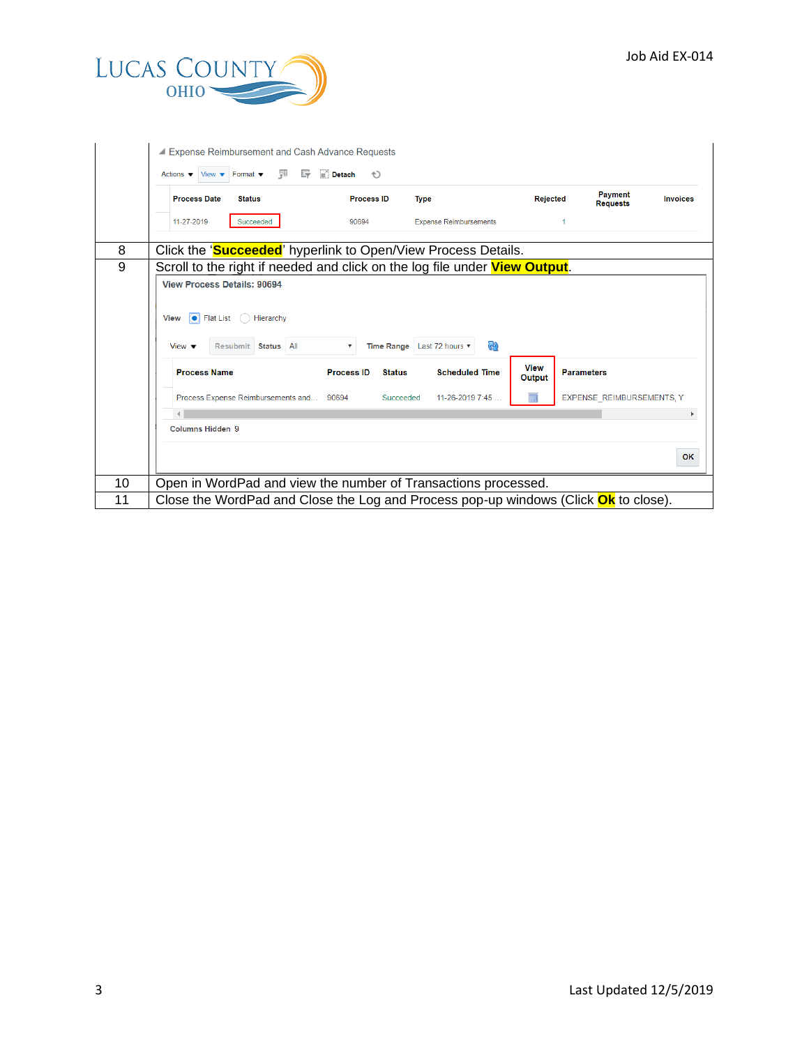| | |
|---|---|
| | Expense Reimbursement and Cash Advance Requests<br>Actions ▾ View ▾ Format ▾ Detach<br>Process Date: 11-27-2019 · Status: Succeeded · Process ID: 90694 · Type: Expense Reimbursements · Rejected: 1 · Payment Requests · Invoices |
| 8 | Click the '**Succeeded**' hyperlink to Open/View Process Details. |
| 9 | Scroll to the right if needed and click on the log file under **View Output**.<br>View Process Details: 90694<br>View ◉ Flat List ○ Hierarchy<br>View ▾ Resubmit Status All Time Range Last 72 hours<br>Process Name: Process Expense Reimbursements and... · Process ID: 90694 · Status: Succeeded · Scheduled Time: 11-26-2019 7:45 ... · View Output · Parameters: EXPENSE_REIMBURSEMENTS, Y<br>Columns Hidden 9<br>OK |
| 10 | Open in WordPad and view the number of Transactions processed. |
| 11 | Close the WordPad and Close the Log and Process pop-up windows (Click **Ok** to close). |